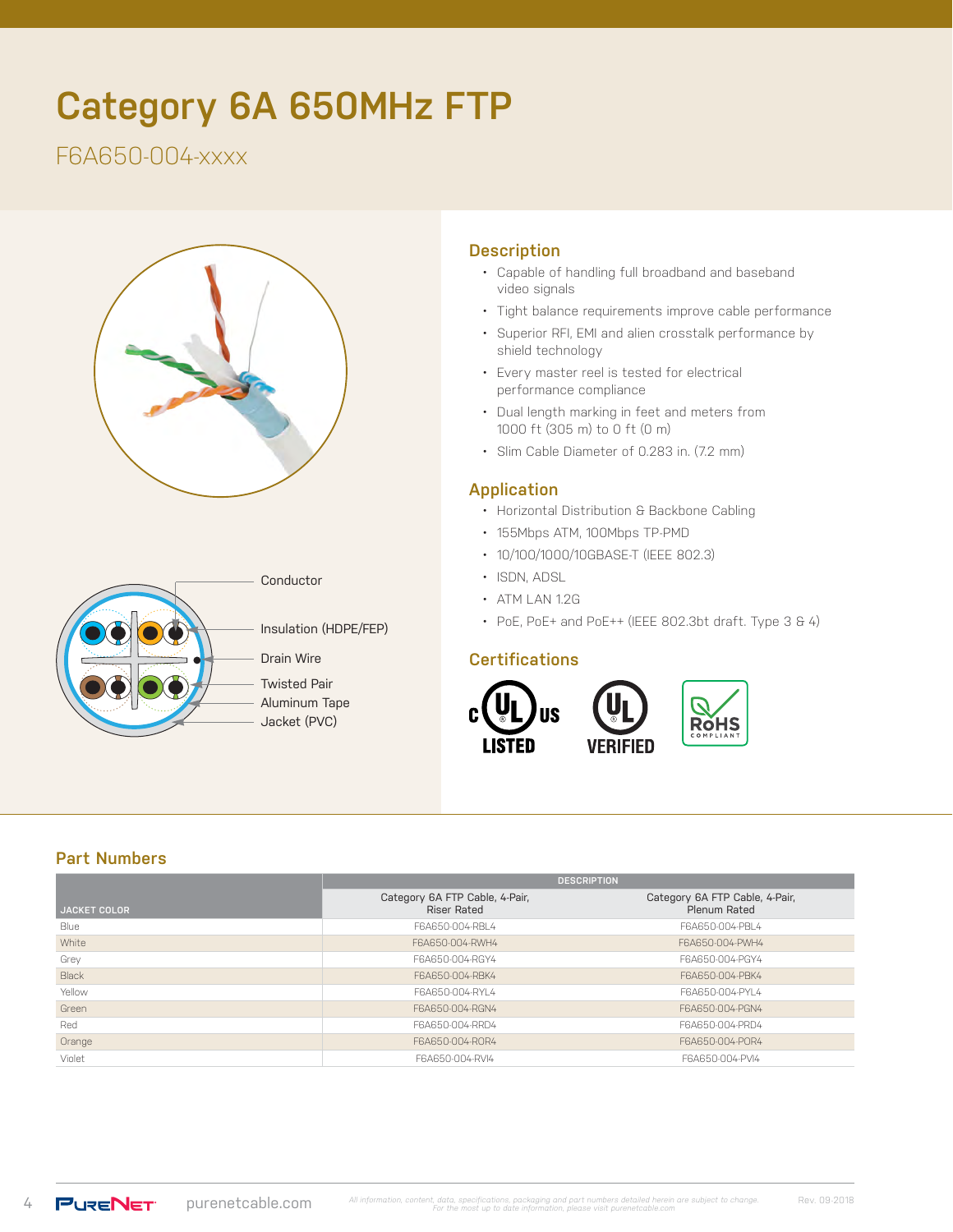# Category 6A 650MHz FTP

F6A650-004-xxxx

Conductor

Insulation (HDPE/FEP)

Drain Wire

Twisted Pair

Aluminum Tape

Jacket (PVC)

## Description

- Capable of handling full broadband and baseband video signals
- Tight balance requirements improve cable performance
- Superior RFI, EMI and alien crosstalk performance by shield technology
- Every master reel is tested for electrical performance compliance
- Dual length marking in feet and meters from 1000 ft (305 m) to 0 ft (0 m)
- Slim Cable Diameter of 0.283 in. (7.2 mm)

## Application

- Horizontal Distribution & Backbone Cabling
- 155Mbps ATM, 100Mbps TP-PMD
- 10/100/1000/10GBASE-T (IEEE 802.3)
- ISDN, ADSL
- ATM LAN 1.2G
- PoE, PoE+ and PoE++ (IEEE 802.3bt draft. Type 3 & 4)

## Certifications

c UL us LISTED

UL VERIFIED

RoHS COMPLIANT

## Part Numbers

| JACKET COLOR | DESCRIPTION | |
|---|---|---|
| | Category 6A FTP Cable, 4-Pair, Riser Rated | Category 6A FTP Cable, 4-Pair, Plenum Rated |
| Blue | F6A650-004-RBL4 | F6A650-004-PBL4 |
| White | F6A650-004-RWH4 | F6A650-004-PWH4 |
| Grey | F6A650-004-RGY4 | F6A650-004-PGY4 |
| Black | F6A650-004-RBK4 | F6A650-004-PBK4 |
| Yellow | F6A650-004-RYL4 | F6A650-004-PYL4 |
| Green | F6A650-004-RGN4 | F6A650-004-PGN4 |
| Red | F6A650-004-RRD4 | F6A650-004-PRD4 |
| Orange | F6A650-004-ROR4 | F6A650-004-POR4 |
| Violet | F6A650-004-RVI4 | F6A650-004-PVI4 |

PURENET purenetcable.com

*All information, content, data, specifications, packaging and part numbers detailed herein are subject to change. For the most up to date information, please visit purenetcable.com*

Rev. 09-2018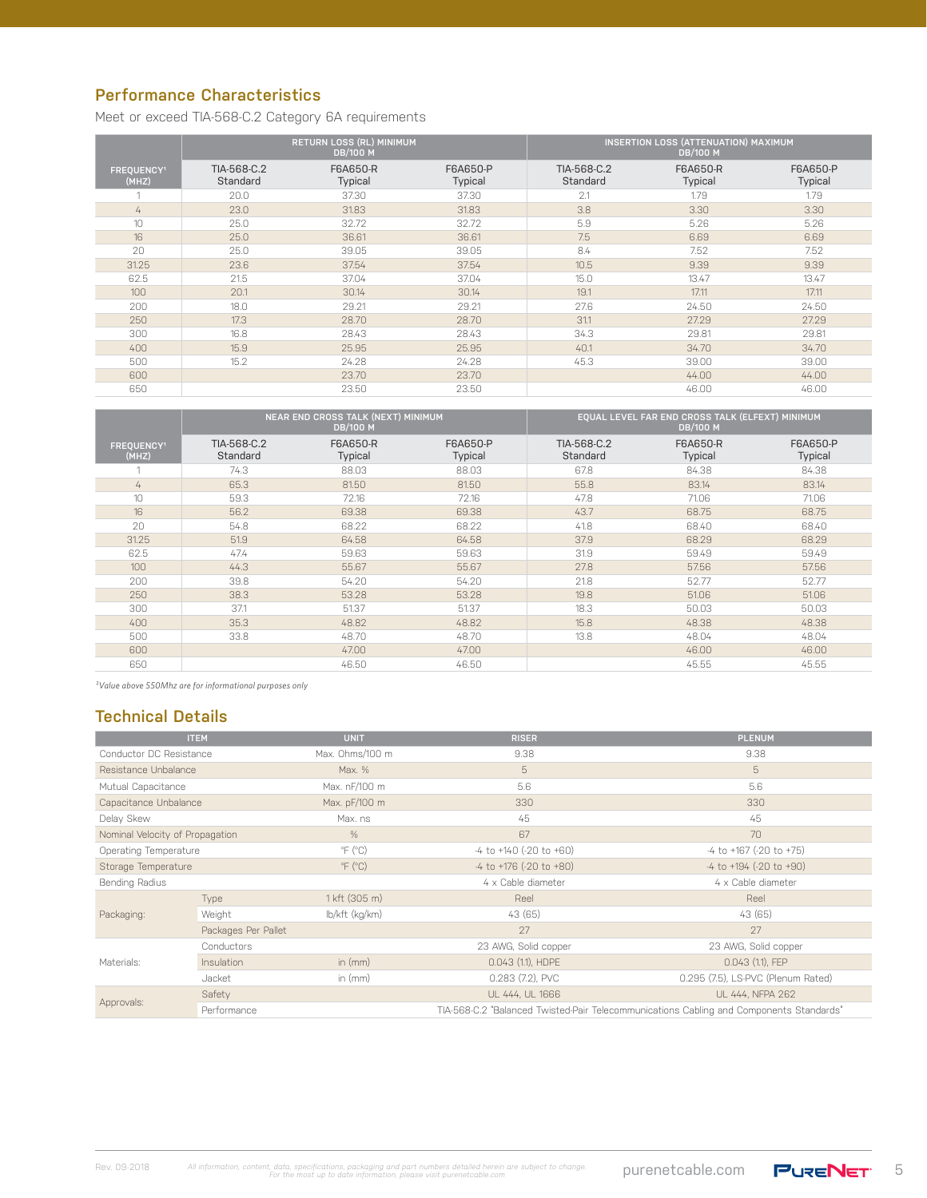## Performance Characteristics

Meet or exceed TIA-568-C.2 Category 6A requirements

| FREQUENCY[1] (MHZ) | RETURN LOSS (RL) MINIMUM DB/100 M | | | INSERTION LOSS (ATTENUATION) MAXIMUM DB/100 M | | |
|---|---|---|---|---|---|---|
| | TIA-568-C.2 Standard | F6A650-R Typical | F6A650-P Typical | TIA-568-C.2 Standard | F6A650-R Typical | F6A650-P Typical |
| 1 | 20.0 | 37.30 | 37.30 | 2.1 | 1.79 | 1.79 |
| 4 | 23.0 | 31.83 | 31.83 | 3.8 | 3.30 | 3.30 |
| 10 | 25.0 | 32.72 | 32.72 | 5.9 | 5.26 | 5.26 |
| 16 | 25.0 | 36.61 | 36.61 | 7.5 | 6.69 | 6.69 |
| 20 | 25.0 | 39.05 | 39.05 | 8.4 | 7.52 | 7.52 |
| 31.25 | 23.6 | 37.54 | 37.54 | 10.5 | 9.39 | 9.39 |
| 62.5 | 21.5 | 37.04 | 37.04 | 15.0 | 13.47 | 13.47 |
| 100 | 20.1 | 30.14 | 30.14 | 19.1 | 17.11 | 17.11 |
| 200 | 18.0 | 29.21 | 29.21 | 27.6 | 24.50 | 24.50 |
| 250 | 17.3 | 28.70 | 28.70 | 31.1 | 27.29 | 27.29 |
| 300 | 16.8 | 28.43 | 28.43 | 34.3 | 29.81 | 29.81 |
| 400 | 15.9 | 25.95 | 25.95 | 40.1 | 34.70 | 34.70 |
| 500 | 15.2 | 24.28 | 24.28 | 45.3 | 39.00 | 39.00 |
| 600 | | 23.70 | 23.70 | | 44.00 | 44.00 |
| 650 | | 23.50 | 23.50 | | 46.00 | 46.00 |

| FREQUENCY[1] (MHZ) | NEAR END CROSS TALK (NEXT) MINIMUM DB/100 M | | | EQUAL LEVEL FAR END CROSS TALK (ELFEXT) MINIMUM DB/100 M | | |
|---|---|---|---|---|---|---|
| | TIA-568-C.2 Standard | F6A650-R Typical | F6A650-P Typical | TIA-568-C.2 Standard | F6A650-R Typical | F6A650-P Typical |
| 1 | 74.3 | 88.03 | 88.03 | 67.8 | 84.38 | 84.38 |
| 4 | 65.3 | 81.50 | 81.50 | 55.8 | 83.14 | 83.14 |
| 10 | 59.3 | 72.16 | 72.16 | 47.8 | 71.06 | 71.06 |
| 16 | 56.2 | 69.38 | 69.38 | 43.7 | 68.75 | 68.75 |
| 20 | 54.8 | 68.22 | 68.22 | 41.8 | 68.40 | 68.40 |
| 31.25 | 51.9 | 64.58 | 64.58 | 37.9 | 68.29 | 68.29 |
| 62.5 | 47.4 | 59.63 | 59.63 | 31.9 | 59.49 | 59.49 |
| 100 | 44.3 | 55.67 | 55.67 | 27.8 | 57.56 | 57.56 |
| 200 | 39.8 | 54.20 | 54.20 | 21.8 | 52.77 | 52.77 |
| 250 | 38.3 | 53.28 | 53.28 | 19.8 | 51.06 | 51.06 |
| 300 | 37.1 | 51.37 | 51.37 | 18.3 | 50.03 | 50.03 |
| 400 | 35.3 | 48.82 | 48.82 | 15.8 | 48.38 | 48.38 |
| 500 | 33.8 | 48.70 | 48.70 | 13.8 | 48.04 | 48.04 |
| 600 | | 47.00 | 47.00 | | 46.00 | 46.00 |
| 650 | | 46.50 | 46.50 | | 45.55 | 45.55 |

*[1]Value above 550Mhz are for informational purposes only*

## Technical Details

| ITEM | | UNIT | RISER | PLENUM |
|---|---|---|---|---|
| Conductor DC Resistance | | Max. Ohms/100 m | 9.38 | 9.38 |
| Resistance Unbalance | | Max. % | 5 | 5 |
| Mutual Capacitance | | Max. nF/100 m | 5.6 | 5.6 |
| Capacitance Unbalance | | Max. pF/100 m | 330 | 330 |
| Delay Skew | | Max. ns | 45 | 45 |
| Nominal Velocity of Propagation | | % | 67 | 70 |
| Operating Temperature | | °F (°C) | -4 to +140 (-20 to +60) | -4 to +167 (-20 to +75) |
| Storage Temperature | | °F (°C) | -4 to +176 (-20 to +80) | -4 to +194 (-20 to +90) |
| Bending Radius | | | 4 x Cable diameter | 4 x Cable diameter |
| Packaging: | Type | 1 kft (305 m) | Reel | Reel |
| | Weight | lb/kft (kg/km) | 43 (65) | 43 (65) |
| | Packages Per Pallet | | 27 | 27 |
| Materials: | Conductors | | 23 AWG, Solid copper | 23 AWG, Solid copper |
| | Insulation | in (mm) | 0.043 (1.1), HDPE | 0.043 (1.1), FEP |
| | Jacket | in (mm) | 0.283 (7.2), PVC | 0.295 (7.5), LS-PVC (Plenum Rated) |
| Approvals: | Safety | | UL 444, UL 1666 | UL 444, NFPA 262 |
| | Performance | | TIA-568-C.2 "Balanced Twisted-Pair Telecommunications Cabling and Components Standards" | |

Rev. 09-2018

*All information, content, data, specifications, packaging and part numbers detailed herein are subject to change. For the most up to date information, please visit purenetcable.com*

purenetcable.com